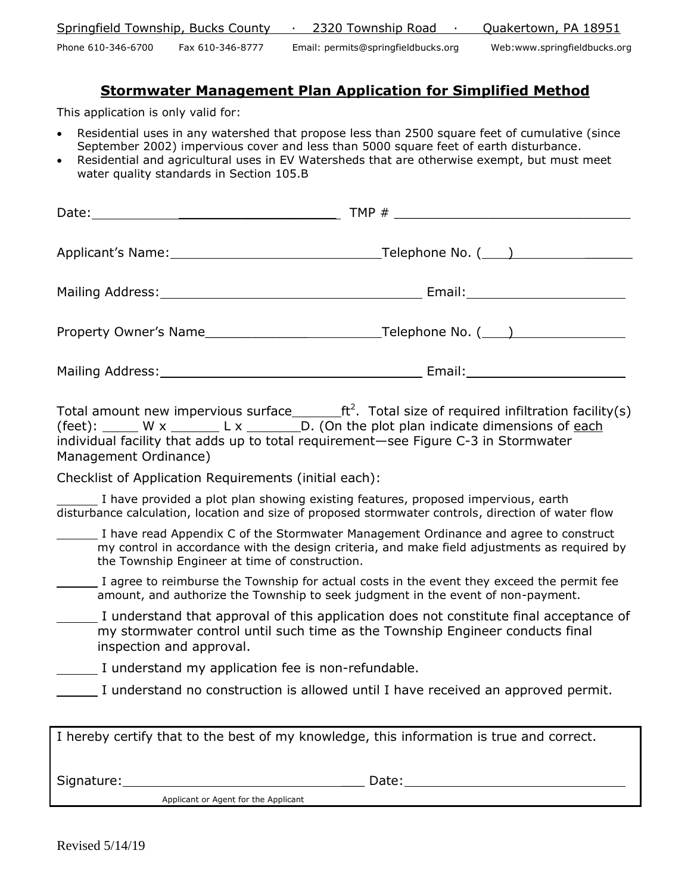Springfield Township, Bucks County · 2320 Township Road · Quakertown, PA 18951

Phone 610-346-6700 Fax 610-346-8777 Email: permits@springfieldbucks.org Web:www.springfieldbucks.org

## Stormwater Management Plan Application for Simplified Method

This application is only valid for:

- Residential uses in any watershed that propose less than 2500 square feet of cumulative (since September 2002) impervious cover and less than 5000 square feet of earth disturbance.
- Residential and agricultural uses in EV Watersheds that are otherwise exempt, but must meet water quality standards in Section 105.B

Date: ______________________________ TMP # ______________________________

Applicant's Name: ______________________________ Telephone No. (___) ______________

Mailing Address: ______________________________ Email: ______________________

Property Owner's Name ______________________________ Telephone No. (___) ______________

Mailing Address: ______________________________ Email: ______________________

Total amount new impervious surface ______ $ft^2$. Total size of required infiltration facility(s) (feet): _____ W x ______ L x _______ D. (On the plot plan indicate dimensions of each individual facility that adds up to total requirement—see Figure C-3 in Stormwater Management Ordinance)

Checklist of Application Requirements (initial each):

______ I have provided a plot plan showing existing features, proposed impervious, earth disturbance calculation, location and size of proposed stormwater controls, direction of water flow

______ I have read Appendix C of the Stormwater Management Ordinance and agree to construct my control in accordance with the design criteria, and make field adjustments as required by the Township Engineer at time of construction.

______ I agree to reimburse the Township for actual costs in the event they exceed the permit fee amount, and authorize the Township to seek judgment in the event of non-payment.

______ I understand that approval of this application does not constitute final acceptance of my stormwater control until such time as the Township Engineer conducts final inspection and approval.

______ I understand my application fee is non-refundable.

______ I understand no construction is allowed until I have received an approved permit.

I hereby certify that to the best of my knowledge, this information is true and correct.

Signature: ______________________________ Date: ______________________________

Applicant or Agent for the Applicant

Revised 5/14/19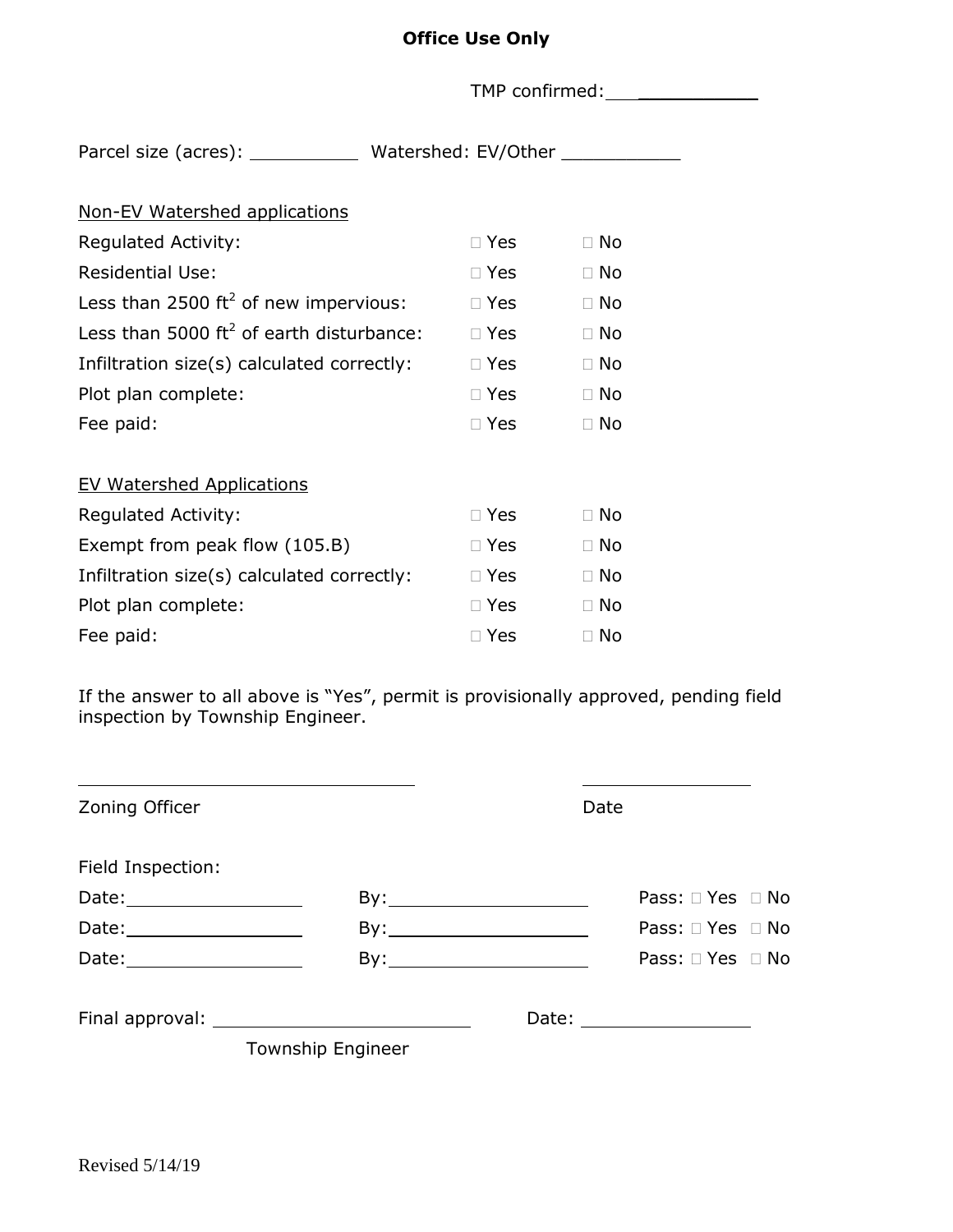**Office Use Only**

TMP confirmed: ___________

Parcel size (acres): ___________ Watershed: EV/Other ___________

Non-EV Watershed applications

| | | |
|---|---|---|
| Regulated Activity: | □ Yes | □ No |
| Residential Use: | □ Yes | □ No |
| Less than 2500 $ft^2$ of new impervious: | □ Yes | □ No |
| Less than 5000 $ft^2$ of earth disturbance: | □ Yes | □ No |
| Infiltration size(s) calculated correctly: | □ Yes | □ No |
| Plot plan complete: | □ Yes | □ No |
| Fee paid: | □ Yes | □ No |

EV Watershed Applications

| | | |
|---|---|---|
| Regulated Activity: | □ Yes | □ No |
| Exempt from peak flow (105.B) | □ Yes | □ No |
| Infiltration size(s) calculated correctly: | □ Yes | □ No |
| Plot plan complete: | □ Yes | □ No |
| Fee paid: | □ Yes | □ No |

If the answer to all above is "Yes", permit is provisionally approved, pending field inspection by Township Engineer.

___________________________ Zoning Officer

___________________________ Date

Field Inspection:

Date: ___________ By: ___________ Pass: □ Yes □ No

Date: ___________ By: ___________ Pass: □ Yes □ No

Date: ___________ By: ___________ Pass: □ Yes □ No

Final approval: ___________________________ Date: ___________

Township Engineer

Revised 5/14/19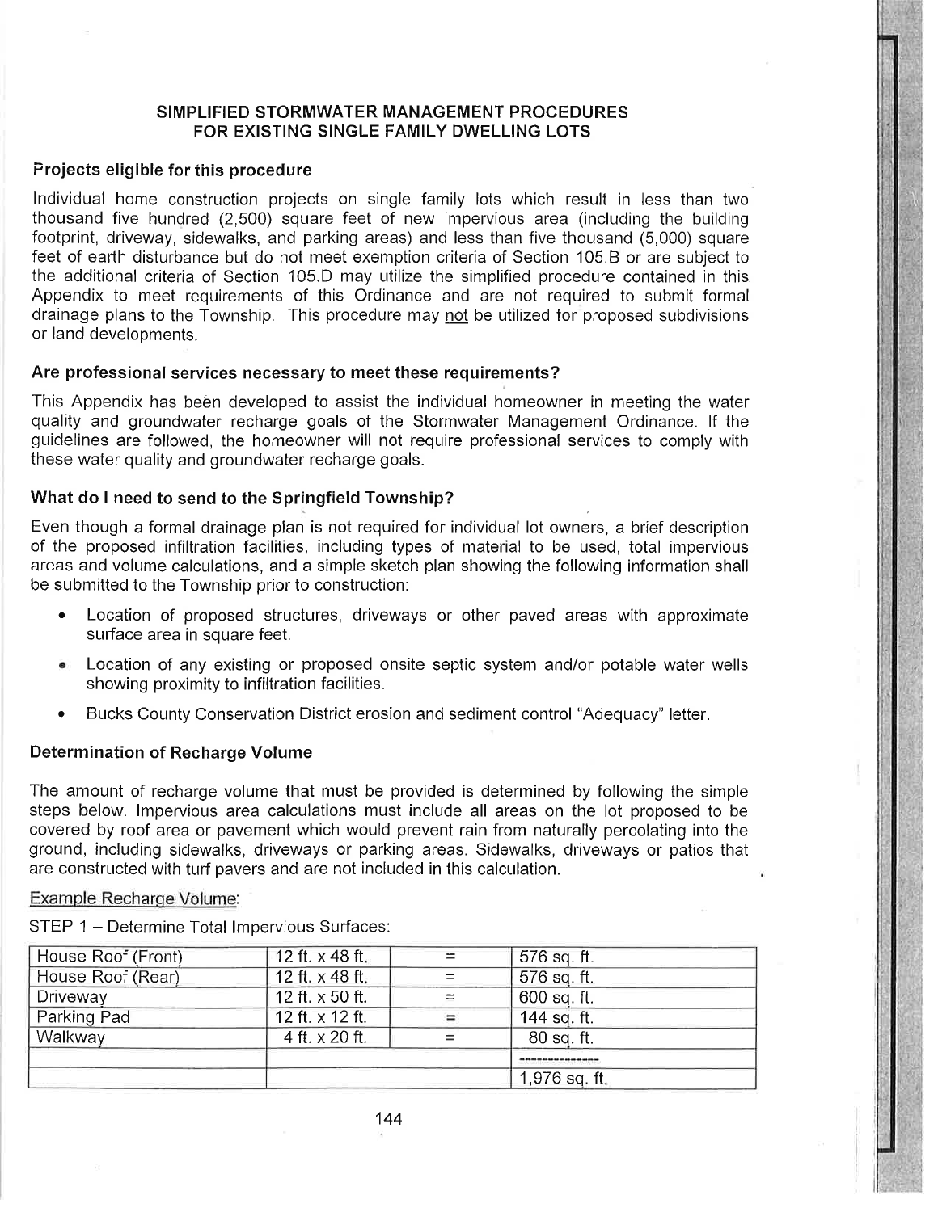## SIMPLIFIED STORMWATER MANAGEMENT PROCEDURES FOR EXISTING SINGLE FAMILY DWELLING LOTS

### Projects eligible for this procedure

Individual home construction projects on single family lots which result in less than two thousand five hundred (2,500) square feet of new impervious area (including the building footprint, driveway, sidewalks, and parking areas) and less than five thousand (5,000) square feet of earth disturbance but do not meet exemption criteria of Section 105.B or are subject to the additional criteria of Section 105.D may utilize the simplified procedure contained in this Appendix to meet requirements of this Ordinance and are not required to submit formal drainage plans to the Township. This procedure may not be utilized for proposed subdivisions or land developments.

### Are professional services necessary to meet these requirements?

This Appendix has been developed to assist the individual homeowner in meeting the water quality and groundwater recharge goals of the Stormwater Management Ordinance. If the guidelines are followed, the homeowner will not require professional services to comply with these water quality and groundwater recharge goals.

### What do I need to send to the Springfield Township?

Even though a formal drainage plan is not required for individual lot owners, a brief description of the proposed infiltration facilities, including types of material to be used, total impervious areas and volume calculations, and a simple sketch plan showing the following information shall be submitted to the Township prior to construction:

- Location of proposed structures, driveways or other paved areas with approximate surface area in square feet.
- Location of any existing or proposed onsite septic system and/or potable water wells showing proximity to infiltration facilities.
- Bucks County Conservation District erosion and sediment control "Adequacy" letter.

### Determination of Recharge Volume

The amount of recharge volume that must be provided is determined by following the simple steps below. Impervious area calculations must include all areas on the lot proposed to be covered by roof area or pavement which would prevent rain from naturally percolating into the ground, including sidewalks, driveways or parking areas. Sidewalks, driveways or patios that are constructed with turf pavers and are not included in this calculation.

Example Recharge Volume:

STEP 1 – Determine Total Impervious Surfaces:

| | | | |
|---|---|---|---|
| House Roof (Front) | 12 ft. x 48 ft. | = | 576 sq. ft. |
| House Roof (Rear) | 12 ft. x 48 ft. | = | 576 sq. ft. |
| Driveway | 12 ft. x 50 ft. | = | 600 sq. ft. |
| Parking Pad | 12 ft. x 12 ft. | = | 144 sq. ft. |
| Walkway | 4 ft. x 20 ft. | = | 80 sq. ft. |
| | | | --------------- |
| | | | 1,976 sq. ft. |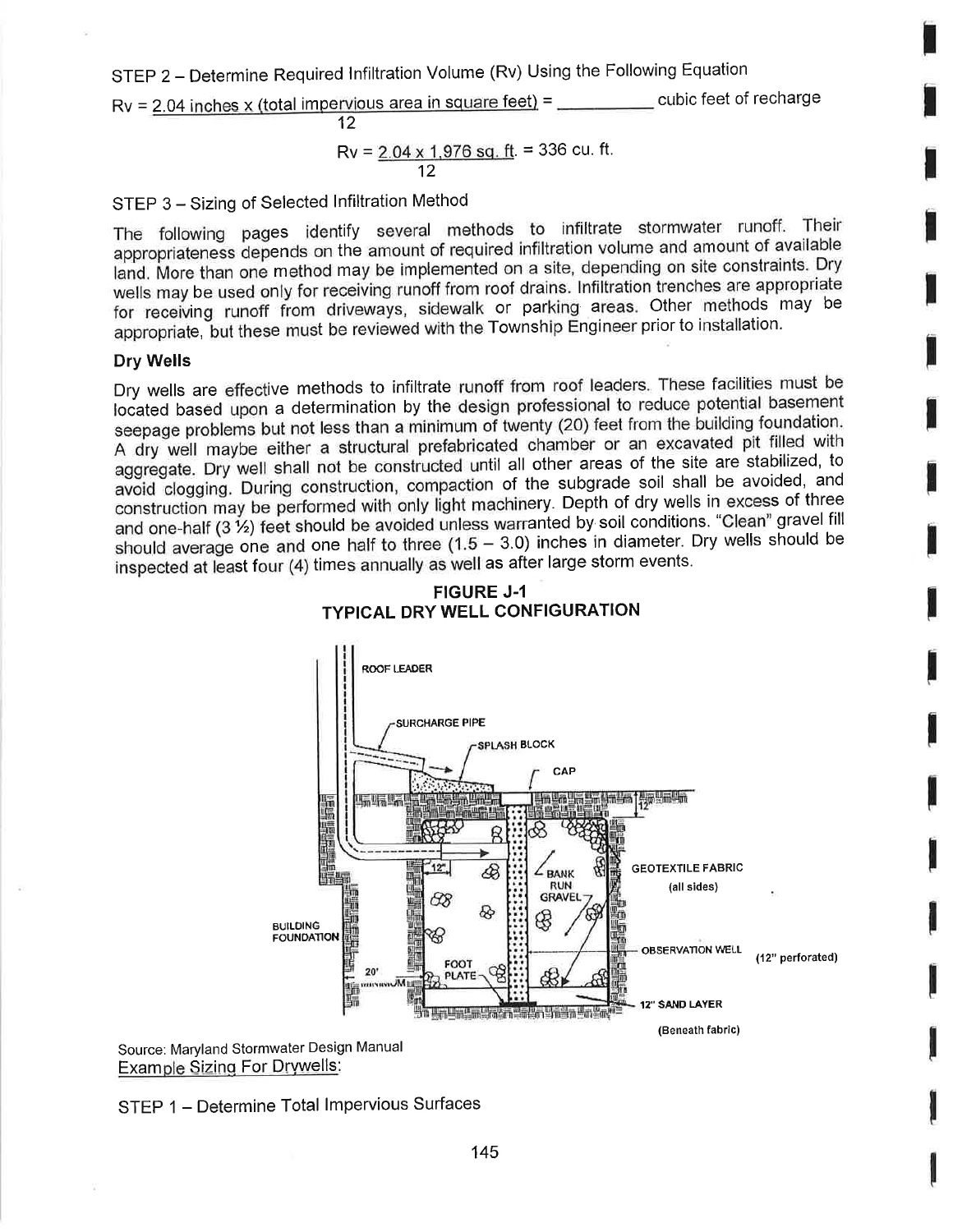STEP 2 – Determine Required Infiltration Volume (Rv) Using the Following Equation

$$Rv = \frac{2.04 \text{ inches} \times (\text{total impervious area in square feet})}{12} = \_\_\_\_\_\_\_\_\_\_ \text{ cubic feet of recharge}$$

$$Rv = \frac{2.04 \times 1{,}976 \text{ sq. ft.}}{12} = 336 \text{ cu. ft.}$$

STEP 3 – Sizing of Selected Infiltration Method

The following pages identify several methods to infiltrate stormwater runoff. Their appropriateness depends on the amount of required infiltration volume and amount of available land. More than one method may be implemented on a site, depending on site constraints. Dry wells may be used only for receiving runoff from roof drains. Infiltration trenches are appropriate for receiving runoff from driveways, sidewalk or parking areas. Other methods may be appropriate, but these must be reviewed with the Township Engineer prior to installation.

**Dry Wells**

Dry wells are effective methods to infiltrate runoff from roof leaders. These facilities must be located based upon a determination by the design professional to reduce potential basement seepage problems but not less than a minimum of twenty (20) feet from the building foundation. A dry well maybe either a structural prefabricated chamber or an excavated pit filled with aggregate. Dry well shall not be constructed until all other areas of the site are stabilized, to avoid clogging. During construction, compaction of the subgrade soil shall be avoided, and construction may be performed with only light machinery. Depth of dry wells in excess of three and one-half (3 ½) feet should be avoided unless warranted by soil conditions. "Clean" gravel fill should average one and one half to three (1.5 – 3.0) inches in diameter. Dry wells should be inspected at least four (4) times annually as well as after large storm events.

**FIGURE J-1**
**TYPICAL DRY WELL CONFIGURATION**

Source: Maryland Stormwater Design Manual

Example Sizing For Drywells:

STEP 1 – Determine Total Impervious Surfaces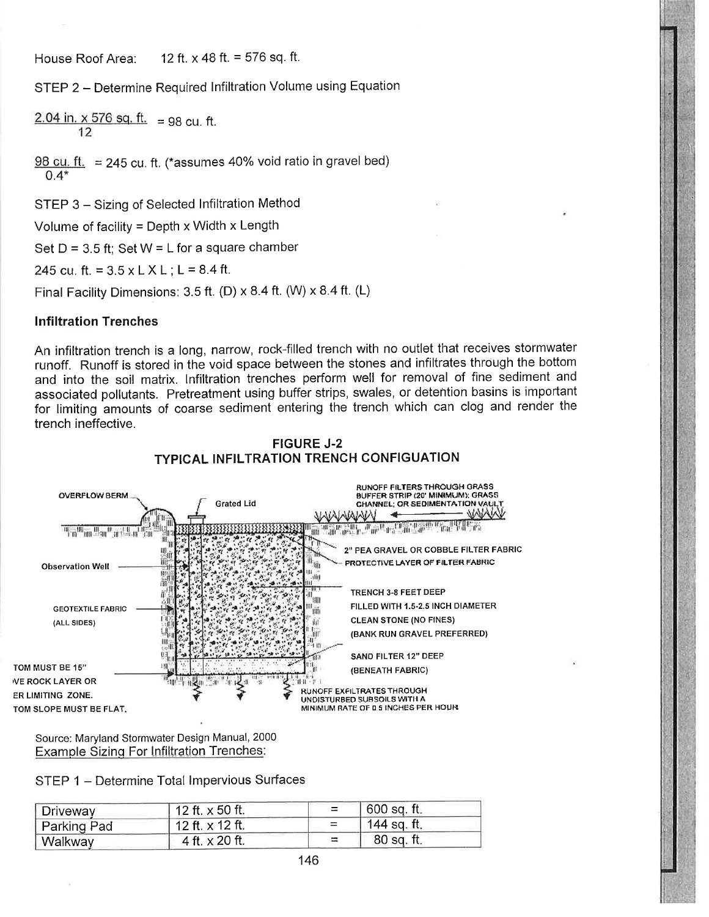House Roof Area: 12 ft. x 48 ft. = 576 sq. ft.

STEP 2 – Determine Required Infiltration Volume using Equation

$$\frac{2.04 \text{ in.} \times 576 \text{ sq. ft.}}{12} = 98 \text{ cu. ft.}$$

$$\frac{98 \text{ cu. ft.}}{0.4^*} = 245 \text{ cu. ft.}$$ (*assumes 40% void ratio in gravel bed)

STEP 3 – Sizing of Selected Infiltration Method

Volume of facility = Depth x Width x Length

Set D = 3.5 ft; Set W = L for a square chamber

245 cu. ft. = 3.5 x L X L ; L = 8.4 ft.

Final Facility Dimensions: 3.5 ft. (D) x 8.4 ft. (W) x 8.4 ft. (L)

**Infiltration Trenches**

An infiltration trench is a long, narrow, rock-filled trench with no outlet that receives stormwater runoff. Runoff is stored in the void space between the stones and infiltrates through the bottom and into the soil matrix. Infiltration trenches perform well for removal of fine sediment and associated pollutants. Pretreatment using buffer strips, swales, or detention basins is important for limiting amounts of coarse sediment entering the trench which can clog and render the trench ineffective.

**FIGURE J-2**
**TYPICAL INFILTRATION TRENCH CONFIGUATION**

OVERFLOW BERM

Grated Lid

RUNOFF FILTERS THROUGH GRASS BUFFER STRIP (20' MINIMUM); GRASS CHANNEL; OR SEDIMENTATION VAULT

2" PEA GRAVEL OR COBBLE FILTER FABRIC

PROTECTIVE LAYER OF FILTER FABRIC

Observation Well

TRENCH 3-8 FEET DEEP FILLED WITH 1.5-2.5 INCH DIAMETER CLEAN STONE (NO FINES) (BANK RUN GRAVEL PREFERRED)

GEOTEXTILE FABRIC (ALL SIDES)

SAND FILTER 12" DEEP (BENEATH FABRIC)

TOM MUST BE 15" VE ROCK LAYER OR ER LIMITING ZONE. TOM SLOPE MUST BE FLAT.

RUNOFF EXFILTRATES THROUGH UNDISTURBED SUBSOILS WITH A MINIMUM RATE OF 0.5 INCHES PER HOUR

Source: Maryland Stormwater Design Manual, 2000

Example Sizing For Infiltration Trenches:

STEP 1 – Determine Total Impervious Surfaces

| | | | |
|---|---|---|---|
| Driveway | 12 ft. x 50 ft. | = | 600 sq. ft. |
| Parking Pad | 12 ft. x 12 ft. | = | 144 sq. ft. |
| Walkway | 4 ft. x 20 ft. | = | 80 sq. ft. |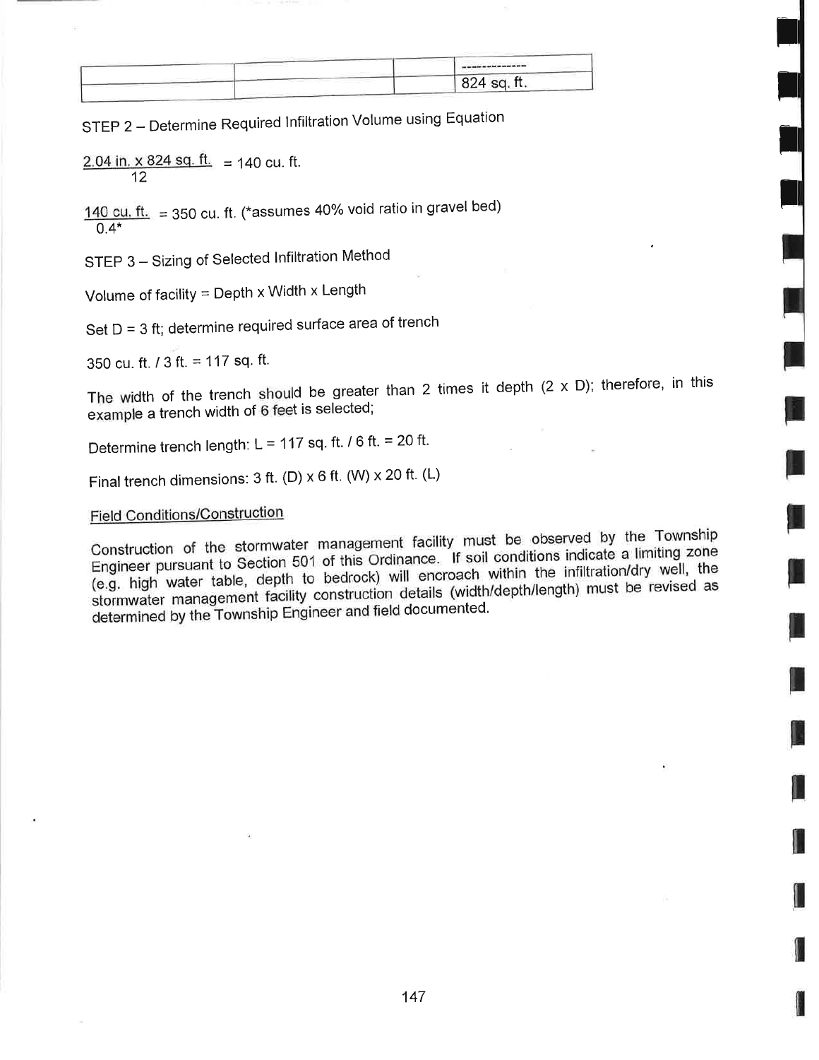| | | | |
|---|---|---|---|
| | | | -------------- |
| | | | 824 sq. ft. |

STEP 2 – Determine Required Infiltration Volume using Equation

$$\frac{2.04 \text{ in.} \times 824 \text{ sq. ft.}}{12} = 140 \text{ cu. ft.}$$

$$\frac{140 \text{ cu. ft.}}{0.4^*} = 350 \text{ cu. ft.}$$ (*assumes 40% void ratio in gravel bed)

STEP 3 – Sizing of Selected Infiltration Method

Volume of facility = Depth x Width x Length

Set D = 3 ft; determine required surface area of trench

350 cu. ft. / 3 ft. = 117 sq. ft.

The width of the trench should be greater than 2 times it depth (2 x D); therefore, in this example a trench width of 6 feet is selected;

Determine trench length: L = 117 sq. ft. / 6 ft. = 20 ft.

Final trench dimensions: 3 ft. (D) x 6 ft. (W) x 20 ft. (L)

Field Conditions/Construction

Construction of the stormwater management facility must be observed by the Township Engineer pursuant to Section 501 of this Ordinance. If soil conditions indicate a limiting zone (e.g. high water table, depth to bedrock) will encroach within the infiltration/dry well, the stormwater management facility construction details (width/depth/length) must be revised as determined by the Township Engineer and field documented.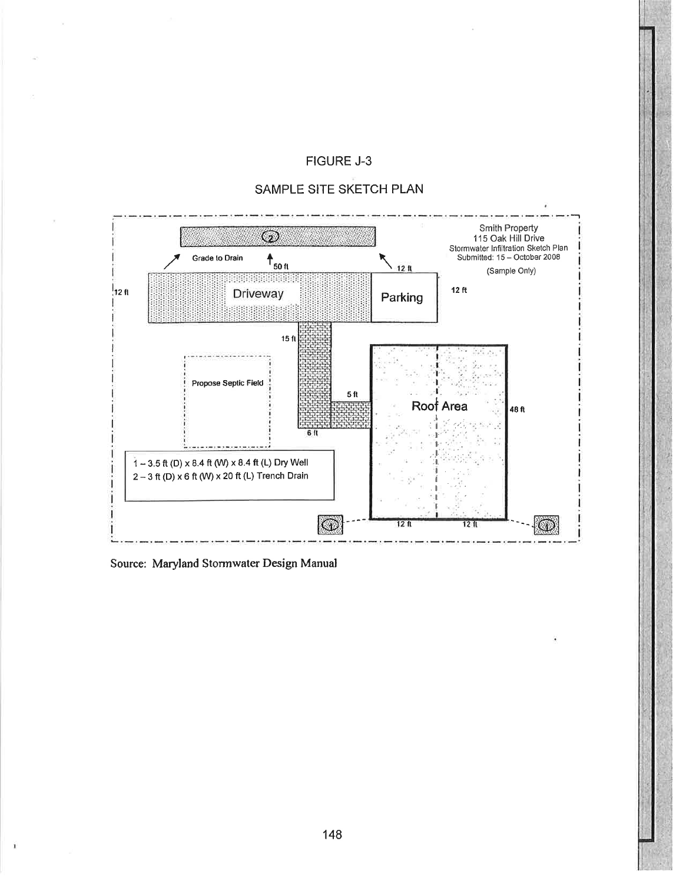FIGURE J-3

SAMPLE SITE SKETCH PLAN

Smith Property
115 Oak Hill Drive
Stormwater Infiltration Sketch Plan
Submitted: 15 – October 2008
(Sample Only)

Grade to Drain

50 ft

12 ft

12 ft

12 ft

Driveway

Parking

15 ft

Propose Septic Field

5 ft

6 ft

Roof Area

48 ft

1 – 3.5 ft (D) x 8.4 ft (W) x 8.4 ft (L) Dry Well
2 – 3 ft (D) x 6 ft (W) x 20 ft (L) Trench Drain

12 ft

12 ft

Source: Maryland Stormwater Design Manual